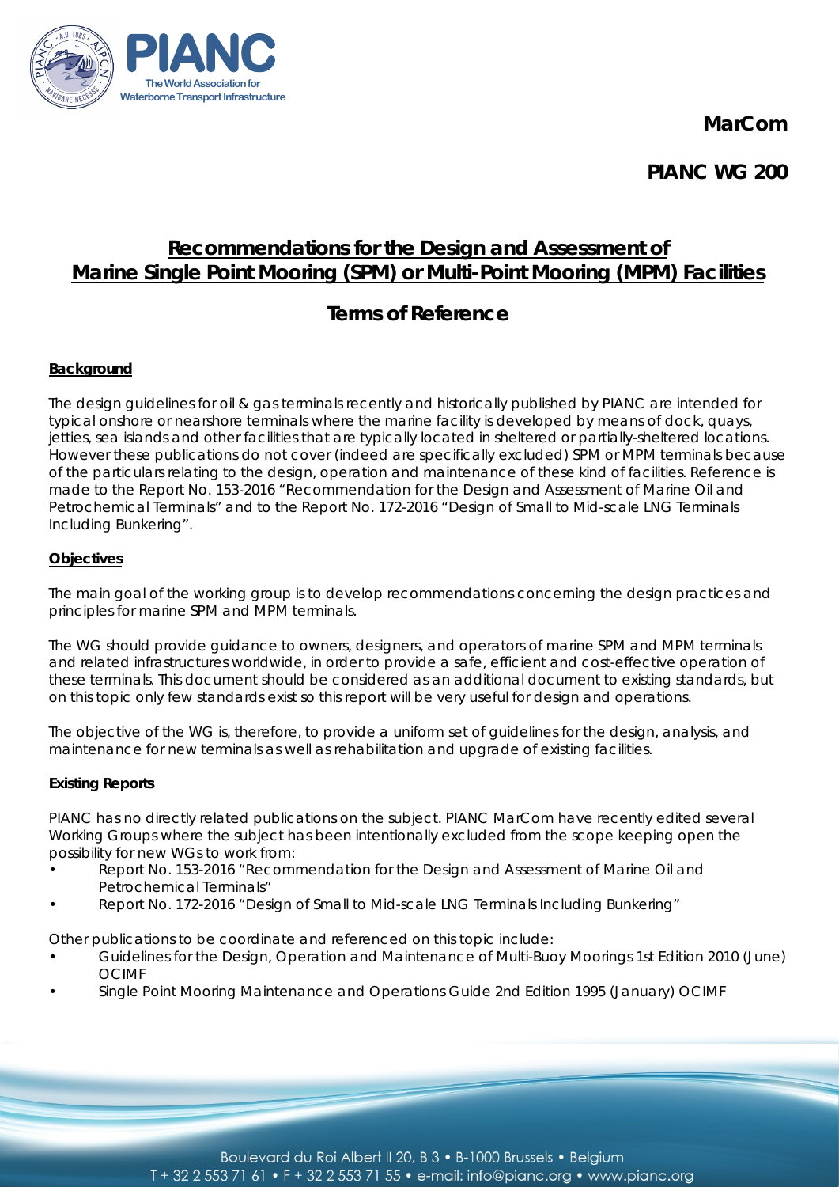MarCom

PIANC WG 200

# Recommendations for the Design and Assessment of Marine Single Point Mooring (SPM) or Multi-Point Mooring (MPM) Facilities

## Terms of Reference

### Background

The design guidelines for oil & gas terminals recently and historically published by PIANC are intended for typical onshore or nearshore terminals where the marine facility is developed by means of dock, quays, jetties, sea islands and other facilities that are typically located in sheltered or partially-sheltered locations. However these publications do not cover (indeed are specifically excluded) SPM or MPM terminals because of the particulars relating to the design, operation and maintenance of these kind of facilities. Reference is made to the Report No. 153-2016 "Recommendation for the Design and Assessment of Marine Oil and Petrochemical Terminals" and to the Report No. 172-2016 "Design of Small to Mid-scale LNG Terminals Including Bunkering".

### Objectives

The main goal of the working group is to develop recommendations concerning the design practices and principles for marine SPM and MPM terminals.

The WG should provide guidance to owners, designers, and operators of marine SPM and MPM terminals and related infrastructures worldwide, in order to provide a safe, efficient and cost-effective operation of these terminals. This document should be considered as an additional document to existing standards, but on this topic only few standards exist so this report will be very useful for design and operations.

The objective of the WG is, therefore, to provide a uniform set of guidelines for the design, analysis, and maintenance for new terminals as well as rehabilitation and upgrade of existing facilities.

### Existing Reports

PIANC has no directly related publications on the subject. PIANC MarCom have recently edited several Working Groups where the subject has been intentionally excluded from the scope keeping open the possibility for new WGs to work from:

- Report No. 153-2016 "Recommendation for the Design and Assessment of Marine Oil and Petrochemical Terminals"
- Report No. 172-2016 "Design of Small to Mid-scale LNG Terminals Including Bunkering"

Other publications to be coordinate and referenced on this topic include:

- Guidelines for the Design, Operation and Maintenance of Multi-Buoy Moorings 1st Edition 2010 (June) OCIMF
- Single Point Mooring Maintenance and Operations Guide 2nd Edition 1995 (January) OCIMF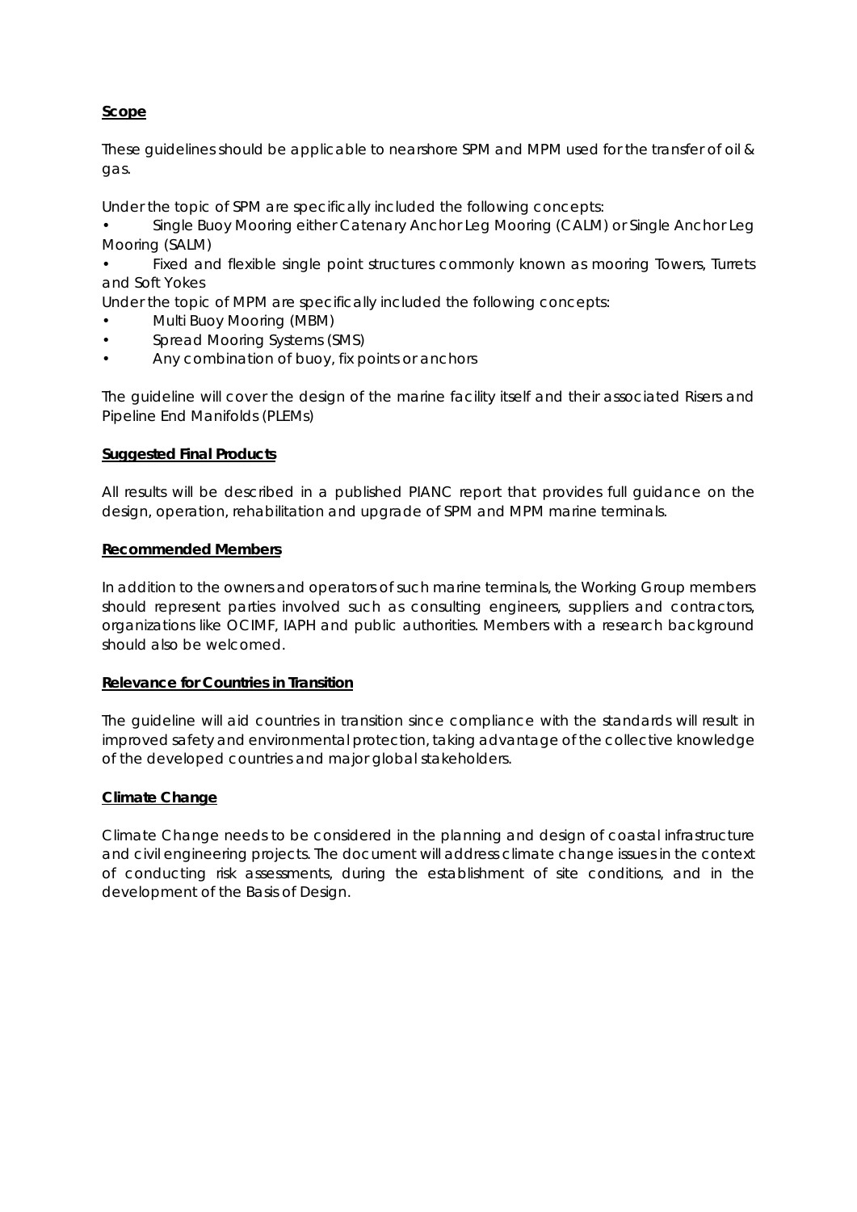## Scope

These guidelines should be applicable to nearshore SPM and MPM used for the transfer of oil & gas.

Under the topic of SPM are specifically included the following concepts:

- Single Buoy Mooring either Catenary Anchor Leg Mooring (CALM) or Single Anchor Leg Mooring (SALM)
- Fixed and flexible single point structures commonly known as mooring Towers, Turrets and Soft Yokes

Under the topic of MPM are specifically included the following concepts:

- Multi Buoy Mooring (MBM)
- Spread Mooring Systems (SMS)
- Any combination of buoy, fix points or anchors

The guideline will cover the design of the marine facility itself and their associated Risers and Pipeline End Manifolds (PLEMs)

## Suggested Final Products

All results will be described in a published PIANC report that provides full guidance on the design, operation, rehabilitation and upgrade of SPM and MPM marine terminals.

## Recommended Members

In addition to the owners and operators of such marine terminals, the Working Group members should represent parties involved such as consulting engineers, suppliers and contractors, organizations like OCIMF, IAPH and public authorities. Members with a research background should also be welcomed.

## Relevance for Countries in Transition

The guideline will aid countries in transition since compliance with the standards will result in improved safety and environmental protection, taking advantage of the collective knowledge of the developed countries and major global stakeholders.

## Climate Change

Climate Change needs to be considered in the planning and design of coastal infrastructure and civil engineering projects. The document will address climate change issues in the context of conducting risk assessments, during the establishment of site conditions, and in the development of the Basis of Design.